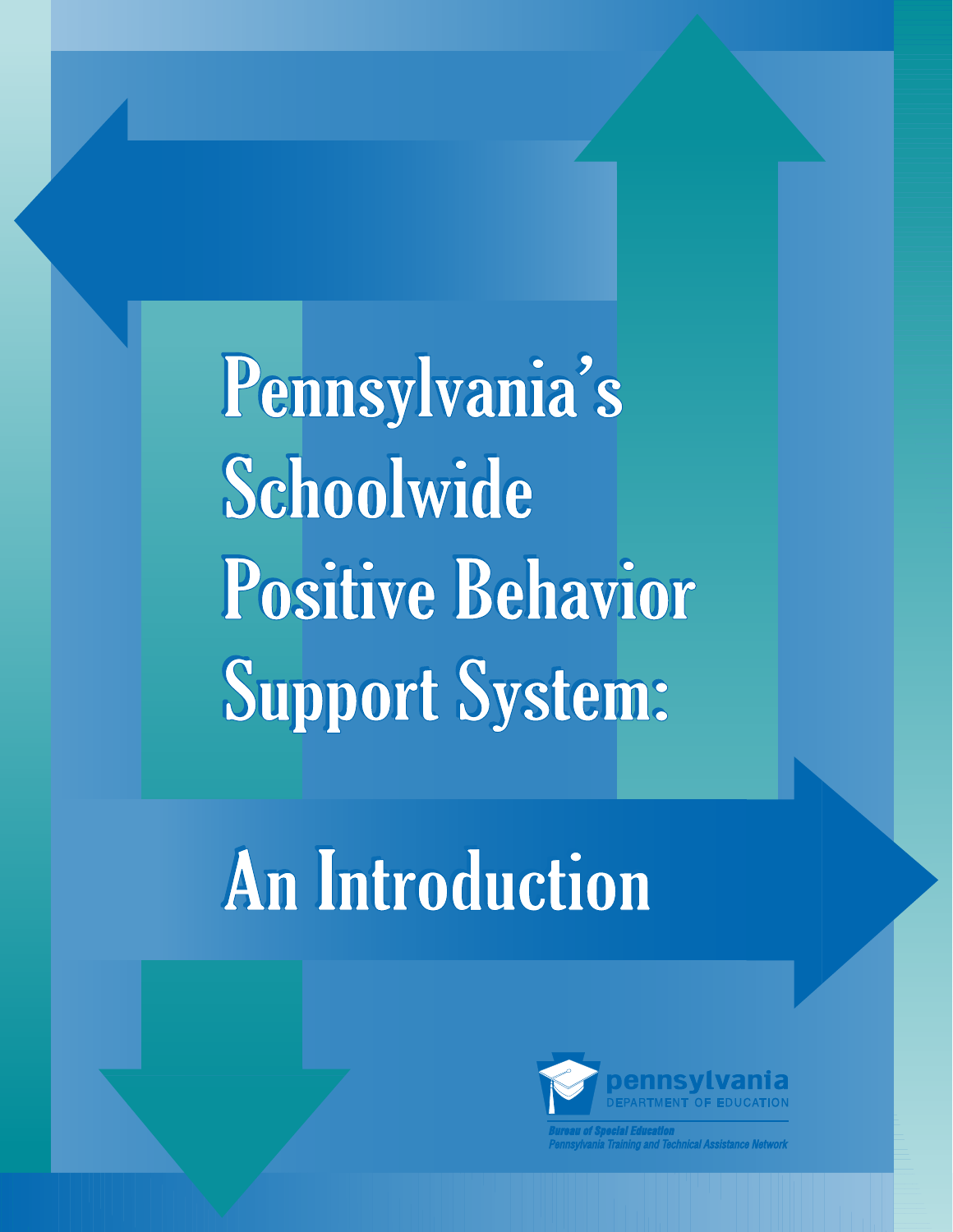# Pennsylvania's Schoolwide Positive Behavior Support System:

# An Introduction

pennsylvania
DEPARTMENT OF EDUCATION

*Bureau of Special Education*
*Pennsylvania Training and Technical Assistance Network*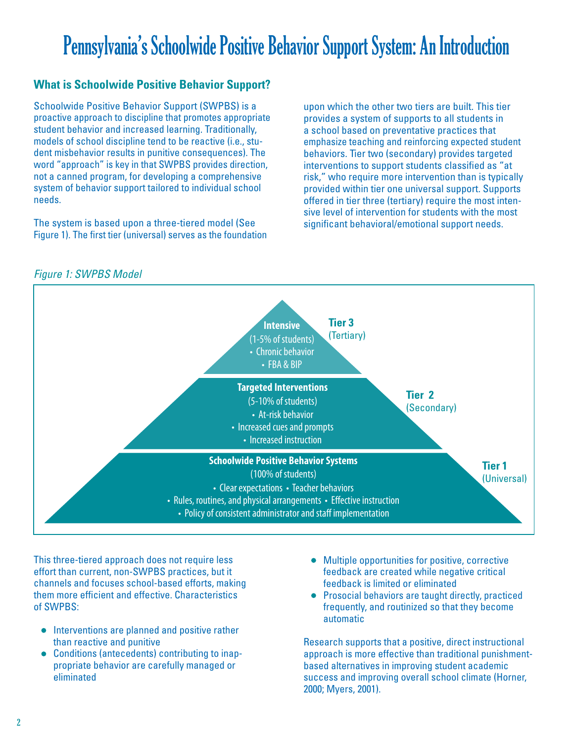# Pennsylvania's Schoolwide Positive Behavior Support System: An Introduction

## What is Schoolwide Positive Behavior Support?

Schoolwide Positive Behavior Support (SWPBS) is a proactive approach to discipline that promotes appropriate student behavior and increased learning. Traditionally, models of school discipline tend to be reactive (i.e., student misbehavior results in punitive consequences). The word "approach" is key in that SWPBS provides direction, not a canned program, for developing a comprehensive system of behavior support tailored to individual school needs.

The system is based upon a three-tiered model (See Figure 1). The first tier (universal) serves as the foundation upon which the other two tiers are built. This tier provides a system of supports to all students in a school based on preventative practices that emphasize teaching and reinforcing expected student behaviors. Tier two (secondary) provides targeted interventions to support students classified as "at risk," who require more intervention than is typically provided within tier one universal support. Supports offered in tier three (tertiary) require the most intensive level of intervention for students with the most significant behavioral/emotional support needs.

*Figure 1: SWPBS Model*

**Tier 3 (Tertiary)**
**Intensive**
(1-5% of students)
- Chronic behavior
- FBA & BIP

**Tier 2 (Secondary)**
**Targeted Interventions**
(5-10% of students)
- At-risk behavior
- Increased cues and prompts
- Increased instruction

**Tier 1 (Universal)**
**Schoolwide Positive Behavior Systems**
(100% of students)
- Clear expectations
- Teacher behaviors
- Rules, routines, and physical arrangements
- Effective instruction
- Policy of consistent administrator and staff implementation

This three-tiered approach does not require less effort than current, non-SWPBS practices, but it channels and focuses school-based efforts, making them more efficient and effective. Characteristics of SWPBS:

- Interventions are planned and positive rather than reactive and punitive
- Conditions (antecedents) contributing to inappropriate behavior are carefully managed or eliminated
- Multiple opportunities for positive, corrective feedback are created while negative critical feedback is limited or eliminated
- Prosocial behaviors are taught directly, practiced frequently, and routinized so that they become automatic

Research supports that a positive, direct instructional approach is more effective than traditional punishment-based alternatives in improving student academic success and improving overall school climate (Horner, 2000; Myers, 2001).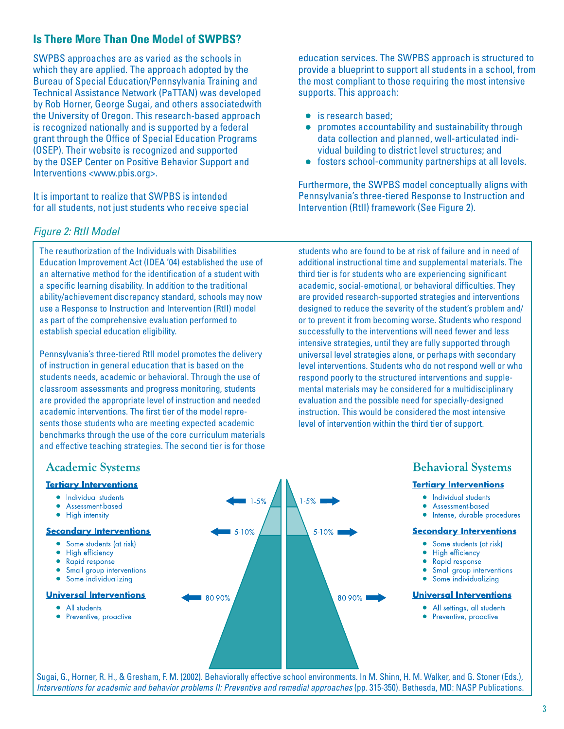## Is There More Than One Model of SWPBS?

SWPBS approaches are as varied as the schools in which they are applied. The approach adopted by the Bureau of Special Education/Pennsylvania Training and Technical Assistance Network (PaTTAN) was developed by Rob Horner, George Sugai, and others associatedwith the University of Oregon. This research-based approach is recognized nationally and is supported by a federal grant through the Office of Special Education Programs (OSEP). Their website is recognized and supported by the OSEP Center on Positive Behavior Support and Interventions <www.pbis.org>.

It is important to realize that SWPBS is intended for all students, not just students who receive special education services. The SWPBS approach is structured to provide a blueprint to support all students in a school, from the most compliant to those requiring the most intensive supports. This approach:

- is research based;
- promotes accountability and sustainability through data collection and planned, well-articulated individual building to district level structures; and
- fosters school-community partnerships at all levels.

Furthermore, the SWPBS model conceptually aligns with Pennsylvania's three-tiered Response to Instruction and Intervention (RtII) framework (See Figure 2).

*Figure 2: RtII Model*

The reauthorization of the Individuals with Disabilities Education Improvement Act (IDEA '04) established the use of an alternative method for the identification of a student with a specific learning disability. In addition to the traditional ability/achievement discrepancy standard, schools may now use a Response to Instruction and Intervention (RtII) model as part of the comprehensive evaluation performed to establish special education eligibility.

Pennsylvania's three-tiered RtII model promotes the delivery of instruction in general education that is based on the students needs, academic or behavioral. Through the use of classroom assessments and progress monitoring, students are provided the appropriate level of instruction and needed academic interventions. The first tier of the model represents those students who are meeting expected academic benchmarks through the use of the core curriculum materials and effective teaching strategies. The second tier is for those students who are found to be at risk of failure and in need of additional instructional time and supplemental materials. The third tier is for students who are experiencing significant academic, social-emotional, or behavioral difficulties. They are provided research-supported strategies and interventions designed to reduce the severity of the student's problem and/or to prevent it from becoming worse. Students who respond successfully to the interventions will need fewer and less intensive strategies, until they are fully supported through universal level strategies alone, or perhaps with secondary level interventions. Students who do not respond well or who respond poorly to the structured interventions and supplemental materials may be considered for a multidisciplinary evaluation and the possible need for specially-designed instruction. This would be considered the most intensive level of intervention within the third tier of support.

### Academic Systems

**Tertiary Interventions** (1-5%)

- Individual students
- Assessment-based
- High intensity

**Secondary Interventions** (5-10%)

- Some students (at risk)
- High efficiency
- Rapid response
- Small group interventions
- Some individualizing

**Universal Interventions** (80-90%)

- All students
- Preventive, proactive

### Behavioral Systems

**Tertiary Interventions** (1-5%)

- Individual students
- Assessment-based
- Intense, durable procedures

**Secondary Interventions** (5-10%)

- Some students (at risk)
- High efficiency
- Rapid response
- Small group interventions
- Some individualizing

**Universal Interventions** (80-90%)

- All settings, all students
- Preventive, proactive

Sugai, G., Horner, R. H., & Gresham, F. M. (2002). Behaviorally effective school environments. In M. Shinn, H. M. Walker, and G. Stoner (Eds.), *Interventions for academic and behavior problems II: Preventive and remedial approaches* (pp. 315-350). Bethesda, MD: NASP Publications.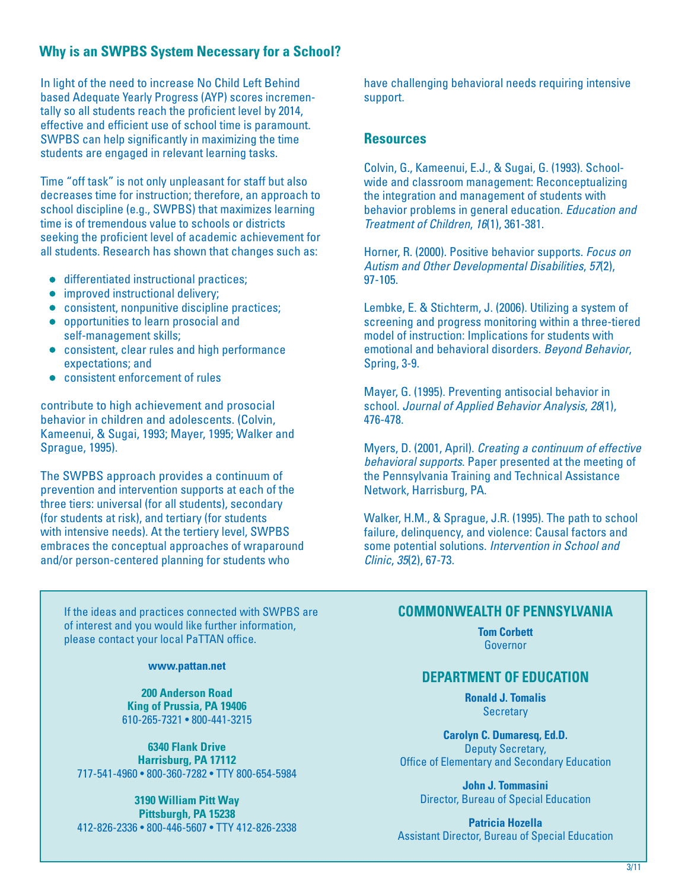## Why is an SWPBS System Necessary for a School?

In light of the need to increase No Child Left Behind based Adequate Yearly Progress (AYP) scores incrementally so all students reach the proficient level by 2014, effective and efficient use of school time is paramount. SWPBS can help significantly in maximizing the time students are engaged in relevant learning tasks.

Time "off task" is not only unpleasant for staff but also decreases time for instruction; therefore, an approach to school discipline (e.g., SWPBS) that maximizes learning time is of tremendous value to schools or districts seeking the proficient level of academic achievement for all students. Research has shown that changes such as:

- differentiated instructional practices;
- improved instructional delivery;
- consistent, nonpunitive discipline practices;
- opportunities to learn prosocial and self-management skills;
- consistent, clear rules and high performance expectations; and
- consistent enforcement of rules

contribute to high achievement and prosocial behavior in children and adolescents. (Colvin, Kameenui, & Sugai, 1993; Mayer, 1995; Walker and Sprague, 1995).

The SWPBS approach provides a continuum of prevention and intervention supports at each of the three tiers: universal (for all students), secondary (for students at risk), and tertiary (for students with intensive needs). At the tertiary level, SWPBS embraces the conceptual approaches of wraparound and/or person-centered planning for students who have challenging behavioral needs requiring intensive support.

## Resources

Colvin, G., Kameenui, E.J., & Sugai, G. (1993). School-wide and classroom management: Reconceptualizing the integration and management of students with behavior problems in general education. *Education and Treatment of Children*, *16*(1), 361-381.

Horner, R. (2000). Positive behavior supports. *Focus on Autism and Other Developmental Disabilities*, *57*(2), 97-105.

Lembke, E. & Stichterm, J. (2006). Utilizing a system of screening and progress monitoring within a three-tiered model of instruction: Implications for students with emotional and behavioral disorders. *Beyond Behavior*, Spring, 3-9.

Mayer, G. (1995). Preventing antisocial behavior in school. *Journal of Applied Behavior Analysis*, *28*(1), 476-478.

Myers, D. (2001, April). *Creating a continuum of effective behavioral supports*. Paper presented at the meeting of the Pennsylvania Training and Technical Assistance Network, Harrisburg, PA.

Walker, H.M., & Sprague, J.R. (1995). The path to school failure, delinquency, and violence: Causal factors and some potential solutions. *Intervention in School and Clinic*, *35*(2), 67-73.

If the ideas and practices connected with SWPBS are of interest and you would like further information, please contact your local PaTTAN office.

**www.pattan.net**

**200 Anderson Road**
**King of Prussia, PA 19406**
610-265-7321 • 800-441-3215

**6340 Flank Drive**
**Harrisburg, PA 17112**
717-541-4960 • 800-360-7282 • TTY 800-654-5984

**3190 William Pitt Way**
**Pittsburgh, PA 15238**
412-826-2336 • 800-446-5607 • TTY 412-826-2338

### COMMONWEALTH OF PENNSYLVANIA

**Tom Corbett**
Governor

### DEPARTMENT OF EDUCATION

**Ronald J. Tomalis**
Secretary

**Carolyn C. Dumaresq, Ed.D.**
Deputy Secretary,
Office of Elementary and Secondary Education

**John J. Tommasini**
Director, Bureau of Special Education

**Patricia Hozella**
Assistant Director, Bureau of Special Education

3/11